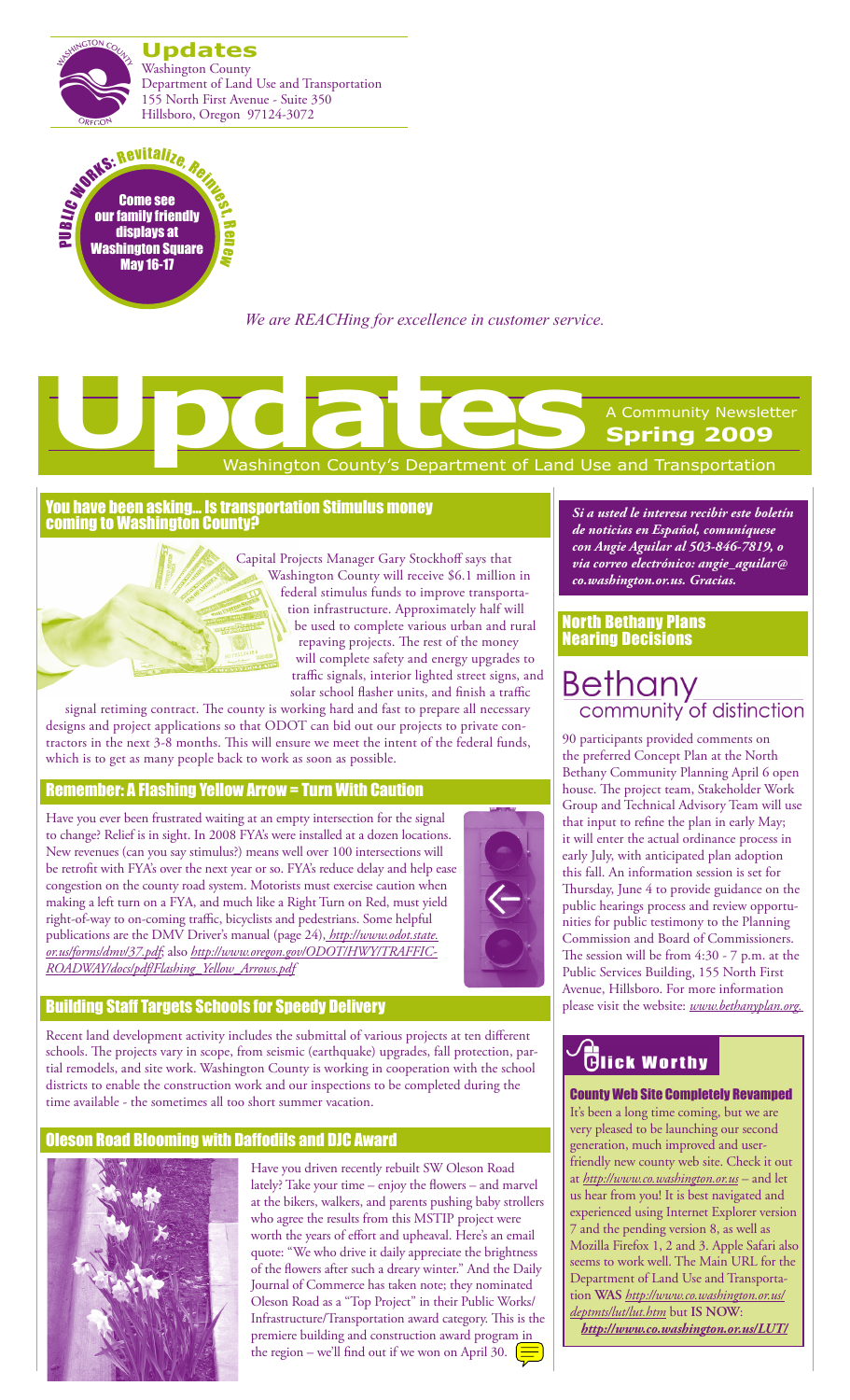# Updates

Washington County
Department of Land Use and Transportation
155 North First Avenue - Suite 350
Hillsboro, Oregon 97124-3072

PUBLIC WORKS: Revitalize, Reinvest, Renew

Come see our family friendly displays at Washington Square May 16-17

*We are REACHing for excellence in customer service.*

# Updates

A Community Newsletter
**Spring 2009**
Washington County's Department of Land Use and Transportation

## You have been asking... Is transportation Stimulus money coming to Washington County?

Capital Projects Manager Gary Stockhoff says that Washington County will receive $6.1 million in federal stimulus funds to improve transportation infrastructure. Approximately half will be used to complete various urban and rural repaving projects. The rest of the money will complete safety and energy upgrades to traffic signals, interior lighted street signs, and solar school flasher units, and finish a traffic signal retiming contract. The county is working hard and fast to prepare all necessary designs and project applications so that ODOT can bid out our projects to private contractors in the next 3-8 months. This will ensure we meet the intent of the federal funds, which is to get as many people back to work as soon as possible.

## Remember: A Flashing Yellow Arrow = Turn With Caution

Have you ever been frustrated waiting at an empty intersection for the signal to change? Relief is in sight. In 2008 FYA's were installed at a dozen locations. New revenues (can you say stimulus?) means well over 100 intersections will be retrofit with FYA's over the next year or so. FYA's reduce delay and help ease congestion on the county road system. Motorists must exercise caution when making a left turn on a FYA, and much like a Right Turn on Red, must yield right-of-way to on-coming traffic, bicyclists and pedestrians. Some helpful publications are the DMV Driver's manual (page 24), *http://www.odot.state.or.us/forms/dmv/37.pdf*; also *http://www.oregon.gov/ODOT/HWY/TRAFFIC-ROADWAY/docs/pdf/Flashing_Yellow_Arrows.pdf*

## Building Staff Targets Schools for Speedy Delivery

Recent land development activity includes the submittal of various projects at ten different schools. The projects vary in scope, from seismic (earthquake) upgrades, fall protection, partial remodels, and site work. Washington County is working in cooperation with the school districts to enable the construction work and our inspections to be completed during the time available - the sometimes all too short summer vacation.

## Oleson Road Blooming with Daffodils and DJC Award

Have you driven recently rebuilt SW Oleson Road lately? Take your time – enjoy the flowers – and marvel at the bikers, walkers, and parents pushing baby strollers who agree the results from this MSTIP project were worth the years of effort and upheaval. Here's an email quote: "We who drive it daily appreciate the brightness of the flowers after such a dreary winter." And the Daily Journal of Commerce has taken note; they nominated Oleson Road as a "Top Project" in their Public Works/Infrastructure/Transportation award category. This is the premiere building and construction award program in the region – we'll find out if we won on April 30.

***Si a usted le interesa recibir este boletín de noticias en Español, comuníquese con Angie Aguilar al 503-846-7819, o via correo electrónico: angie_aguilar@co.washington.or.us. Gracias.***

## North Bethany Plans Nearing Decisions

Bethany
community of distinction

90 participants provided comments on the preferred Concept Plan at the North Bethany Community Planning April 6 open house. The project team, Stakeholder Work Group and Technical Advisory Team will use that input to refine the plan in early May; it will enter the actual ordinance process in early July, with anticipated plan adoption this fall. An information session is set for Thursday, June 4 to provide guidance on the public hearings process and review opportunities for public testimony to the Planning Commission and Board of Commissioners. The session will be from 4:30 - 7 p.m. at the Public Services Building, 155 North First Avenue, Hillsboro. For more information please visit the website: *www.bethanyplan.org.*

## Click Worthy

### County Web Site Completely Revamped

It's been a long time coming, but we are very pleased to be launching our second generation, much improved and user-friendly new county web site. Check it out at *http://www.co.washington.or.us* – and let us hear from you! It is best navigated and experienced using Internet Explorer version 7 and the pending version 8, as well as Mozilla Firefox 1, 2 and 3. Apple Safari also seems to work well. The Main URL for the Department of Land Use and Transportation **WAS** *http://www.co.washington.or.us/deptmts/lut/lut.htm* but **IS NOW**: ***http://www.co.washington.or.us/LUT/***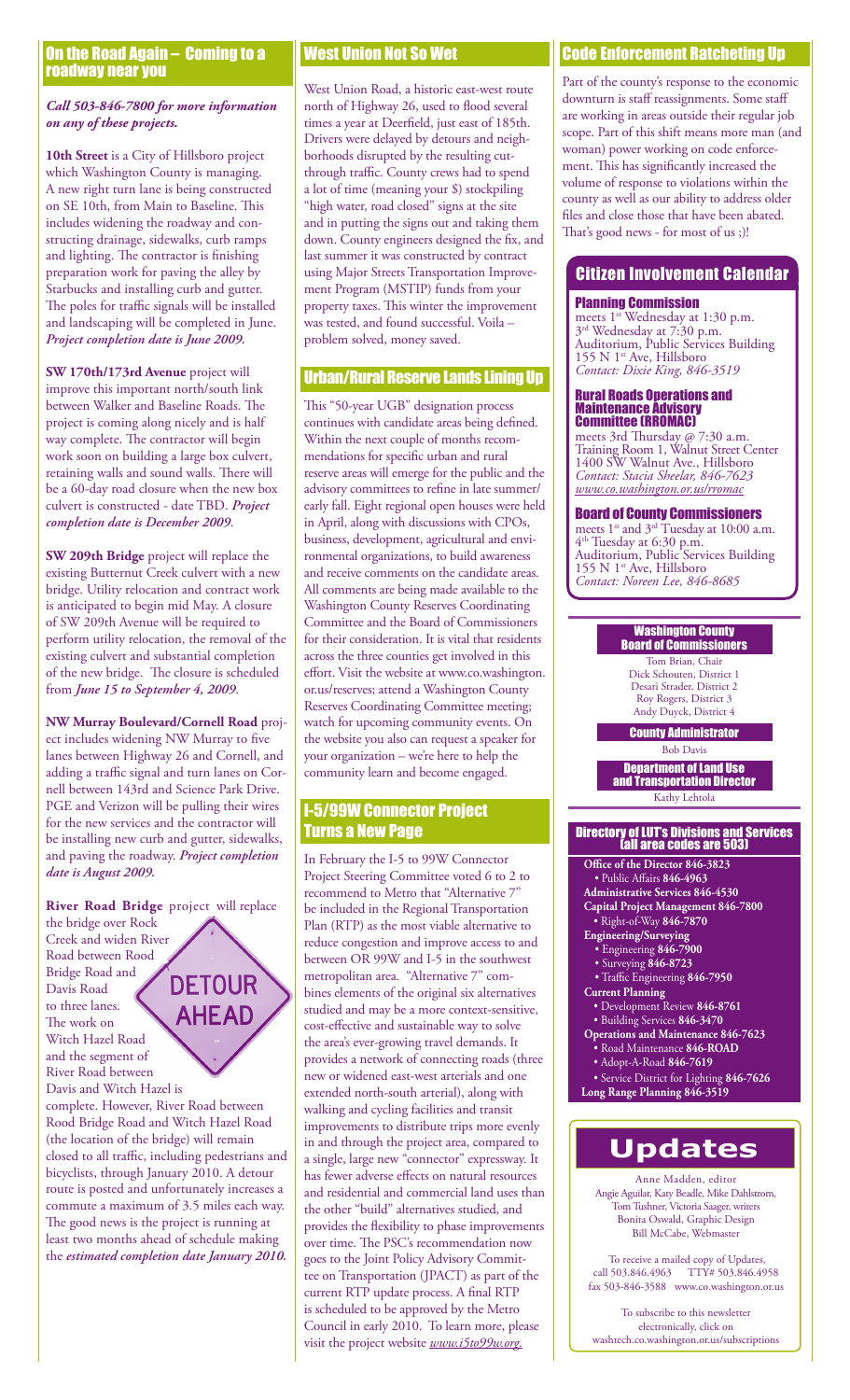## On the Road Again – Coming to a roadway near you

***Call 503-846-7800 for more information on any of these projects.***

**10th Street** is a City of Hillsboro project which Washington County is managing. A new right turn lane is being constructed on SE 10th, from Main to Baseline. This includes widening the roadway and constructing drainage, sidewalks, curb ramps and lighting. The contractor is finishing preparation work for paving the alley by Starbucks and installing curb and gutter. The poles for traffic signals will be installed and landscaping will be completed in June. ***Project completion date is June 2009.***

**SW 170th/173rd Avenue** project will improve this important north/south link between Walker and Baseline Roads. The project is coming along nicely and is half way complete. The contractor will begin work soon on building a large box culvert, retaining walls and sound walls. There will be a 60-day road closure when the new box culvert is constructed - date TBD. ***Project completion date is December 2009.***

**SW 209th Bridge** project will replace the existing Butternut Creek culvert with a new bridge. Utility relocation and contract work is anticipated to begin mid May. A closure of SW 209th Avenue will be required to perform utility relocation, the removal of the existing culvert and substantial completion of the new bridge. The closure is scheduled from ***June 15 to September 4, 2009.***

**NW Murray Boulevard/Cornell Road** project includes widening NW Murray to five lanes between Highway 26 and Cornell, and adding a traffic signal and turn lanes on Cornell between 143rd and Science Park Drive. PGE and Verizon will be pulling their wires for the new services and the contractor will be installing new curb and gutter, sidewalks, and paving the roadway. ***Project completion date is August 2009.***

**River Road Bridge** project will replace the bridge over Rock Creek and widen River Road between Rood Bridge Road and Davis Road to three lanes. The work on Witch Hazel Road and the segment of River Road between Davis and Witch Hazel is complete. However, River Road between Rood Bridge Road and Witch Hazel Road (the location of the bridge) will remain closed to all traffic, including pedestrians and bicyclists, through January 2010. A detour route is posted and unfortunately increases a commute a maximum of 3.5 miles each way. The good news is the project is running at least two months ahead of schedule making the ***estimated completion date January 2010.***

DETOUR AHEAD

## West Union Not So Wet

West Union Road, a historic east-west route north of Highway 26, used to flood several times a year at Deerfield, just east of 185th. Drivers were delayed by detours and neighborhoods disrupted by the resulting cut-through traffic. County crews had to spend a lot of time (meaning your $) stockpiling "high water, road closed" signs at the site and in putting the signs out and taking them down. County engineers designed the fix, and last summer it was constructed by contract using Major Streets Transportation Improvement Program (MSTIP) funds from your property taxes. This winter the improvement was tested, and found successful. Voila – problem solved, money saved.

## Urban/Rural Reserve Lands Lining Up

This "50-year UGB" designation process continues with candidate areas being defined. Within the next couple of months recommendations for specific urban and rural reserve areas will emerge for the public and the advisory committees to refine in late summer/early fall. Eight regional open houses were held in April, along with discussions with CPOs, business, development, agricultural and environmental organizations, to build awareness and receive comments on the candidate areas. All comments are being made available to the Washington County Reserves Coordinating Committee and the Board of Commissioners for their consideration. It is vital that residents across the three counties get involved in this effort. Visit the website at www.co.washington.or.us/reserves; attend a Washington County Reserves Coordinating Committee meeting; watch for upcoming community events. On the website you also can request a speaker for your organization – we're here to help the community learn and become engaged.

## I-5/99W Connector Project Turns a New Page

In February the I-5 to 99W Connector Project Steering Committee voted 6 to 2 to recommend to Metro that "Alternative 7" be included in the Regional Transportation Plan (RTP) as the most viable alternative to reduce congestion and improve access to and between OR 99W and I-5 in the southwest metropolitan area. "Alternative 7" combines elements of the original six alternatives studied and may be a more context-sensitive, cost-effective and sustainable way to solve the area's ever-growing travel demands. It provides a network of connecting roads (three new or widened east-west arterials and one extended north-south arterial), along with walking and cycling facilities and transit improvements to distribute trips more evenly in and through the project area, compared to a single, large new "connector" expressway. It has fewer adverse effects on natural resources and residential and commercial land uses than the other "build" alternatives studied, and provides the flexibility to phase improvements over time. The PSC's recommendation now goes to the Joint Policy Advisory Committee on Transportation (JPACT) as part of the current RTP update process. A final RTP is scheduled to be approved by the Metro Council in early 2010. To learn more, please visit the project website *www.i5to99w.org.*

## Code Enforcement Ratcheting Up

Part of the county's response to the economic downturn is staff reassignments. Some staff are working in areas outside their regular job scope. Part of this shift means more man (and woman) power working on code enforcement. This has significantly increased the volume of response to violations within the county as well as our ability to address older files and close those that have been abated. That's good news - for most of us ;)!

## Citizen Involvement Calendar

### Planning Commission
meets 1st Wednesday at 1:30 p.m.
3rd Wednesday at 7:30 p.m.
Auditorium, Public Services Building
155 N 1st Ave, Hillsboro
*Contact: Dixie King, 846-3519*

### Rural Roads Operations and Maintenance Advisory Committee (RROMAC)
meets 3rd Thursday @ 7:30 a.m.
Training Room 1, Walnut Street Center
1400 SW Walnut Ave., Hillsboro
*Contact: Stacia Sheelar, 846-7623*
*www.co.washington.or.us/rromac*

### Board of County Commissioners
meets 1st and 3rd Tuesday at 10:00 a.m.
4th Tuesday at 6:30 p.m.
Auditorium, Public Services Building
155 N 1st Ave, Hillsboro
*Contact: Noreen Lee, 846-8685*

### Washington County Board of Commissioners
Tom Brian, Chair
Dick Schouten, District 1
Desari Strader, District 2
Roy Rogers, District 3
Andy Duyck, District 4

### County Administrator
Bob Davis

### Department of Land Use and Transportation Director
Kathy Lehtola

### Directory of LUT's Divisions and Services (all area codes are 503)

**Office of the Director 846-3823**
- Public Affairs **846-4963**

**Administrative Services 846-4530**

**Capital Project Management 846-7800**
- Right-of-Way **846-7870**

**Engineering/Surveying**
- Engineering **846-7900**
- Surveying **846-8723**
- Traffic Engineering **846-7950**

**Current Planning**
- Development Review **846-8761**
- Building Services **846-3470**

**Operations and Maintenance 846-7623**
- Road Maintenance **846-ROAD**
- Adopt-A-Road **846-7619**
- Service District for Lighting **846-7626**

**Long Range Planning 846-3519**

# Updates

Anne Madden, editor
Angie Aguilar, Katy Beadle, Mike Dahlstrom, Tom Tushner, Victoria Saager, writers
Bonita Oswald, Graphic Design
Bill McCabe, Webmaster

To receive a mailed copy of Updates, call 503.846.4963 TTY# 503.846.4958
fax 503-846-3588 www.co.washington.or.us

To subscribe to this newsletter electronically, click on washtech.co.washington.or.us/subscriptions